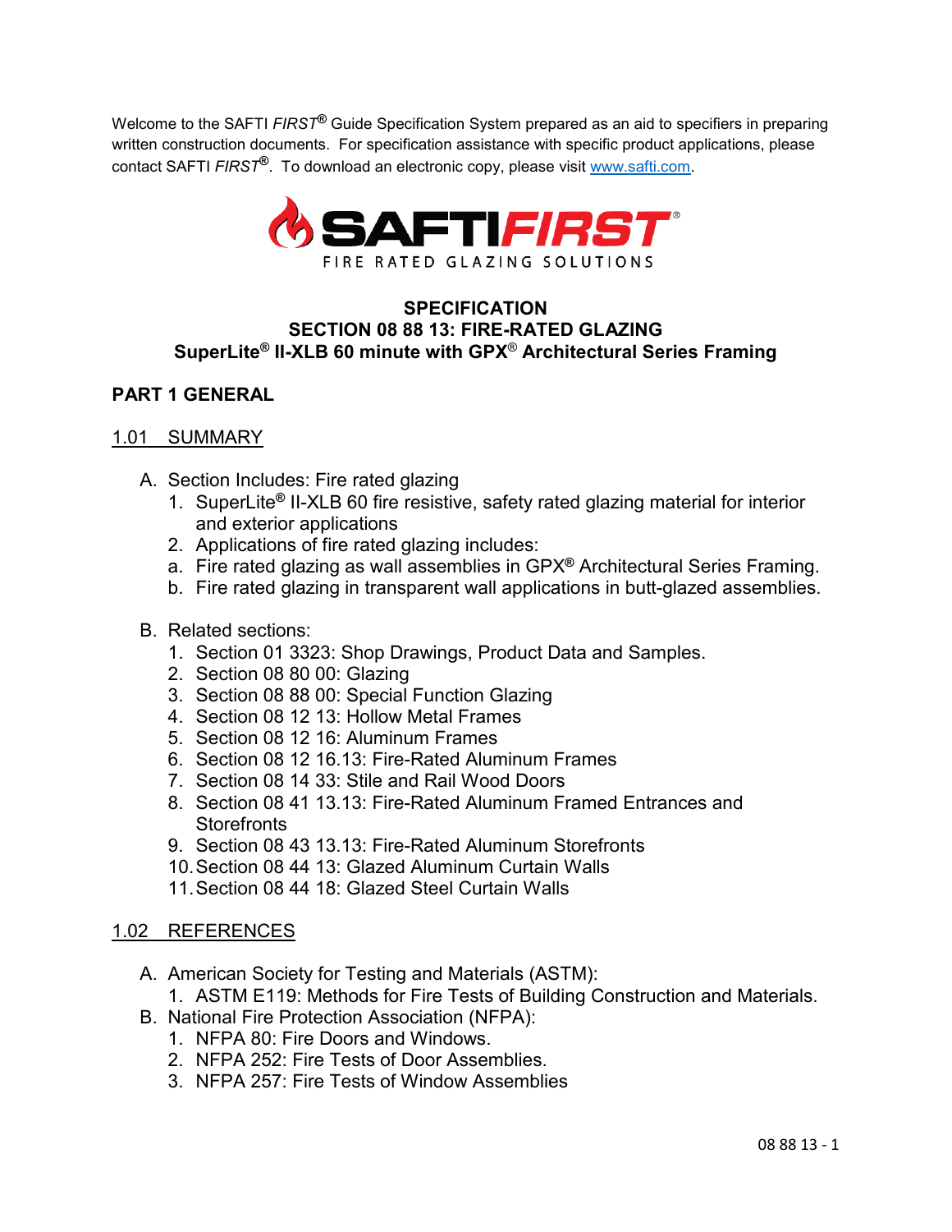Welcome to the SAFTI *FIRST*® Guide Specification System prepared as an aid to specifiers in preparing written construction documents. For specification assistance with specific product applications, please contact SAFTI *FIRST*®. To download an electronic copy, please visit [www.safti.com](http://www.safti.com).

SAFTIFIRST®
FIRE RATED GLAZING SOLUTIONS

# SPECIFICATION
# SECTION 08 88 13: FIRE-RATED GLAZING
# SuperLite® II-XLB 60 minute with GPX® Architectural Series Framing

## PART 1 GENERAL

### 1.01 SUMMARY

A. Section Includes: Fire rated glazing
   1. SuperLite® II-XLB 60 fire resistive, safety rated glazing material for interior and exterior applications
   2. Applications of fire rated glazing includes:
   a. Fire rated glazing as wall assemblies in GPX® Architectural Series Framing.
   b. Fire rated glazing in transparent wall applications in butt-glazed assemblies.

B. Related sections:
   1. Section 01 3323: Shop Drawings, Product Data and Samples.
   2. Section 08 80 00: Glazing
   3. Section 08 88 00: Special Function Glazing
   4. Section 08 12 13: Hollow Metal Frames
   5. Section 08 12 16: Aluminum Frames
   6. Section 08 12 16.13: Fire-Rated Aluminum Frames
   7. Section 08 14 33: Stile and Rail Wood Doors
   8. Section 08 41 13.13: Fire-Rated Aluminum Framed Entrances and Storefronts
   9. Section 08 43 13.13: Fire-Rated Aluminum Storefronts
   10. Section 08 44 13: Glazed Aluminum Curtain Walls
   11. Section 08 44 18: Glazed Steel Curtain Walls

### 1.02 REFERENCES

A. American Society for Testing and Materials (ASTM):
   1. ASTM E119: Methods for Fire Tests of Building Construction and Materials.

B. National Fire Protection Association (NFPA):
   1. NFPA 80: Fire Doors and Windows.
   2. NFPA 252: Fire Tests of Door Assemblies.
   3. NFPA 257: Fire Tests of Window Assemblies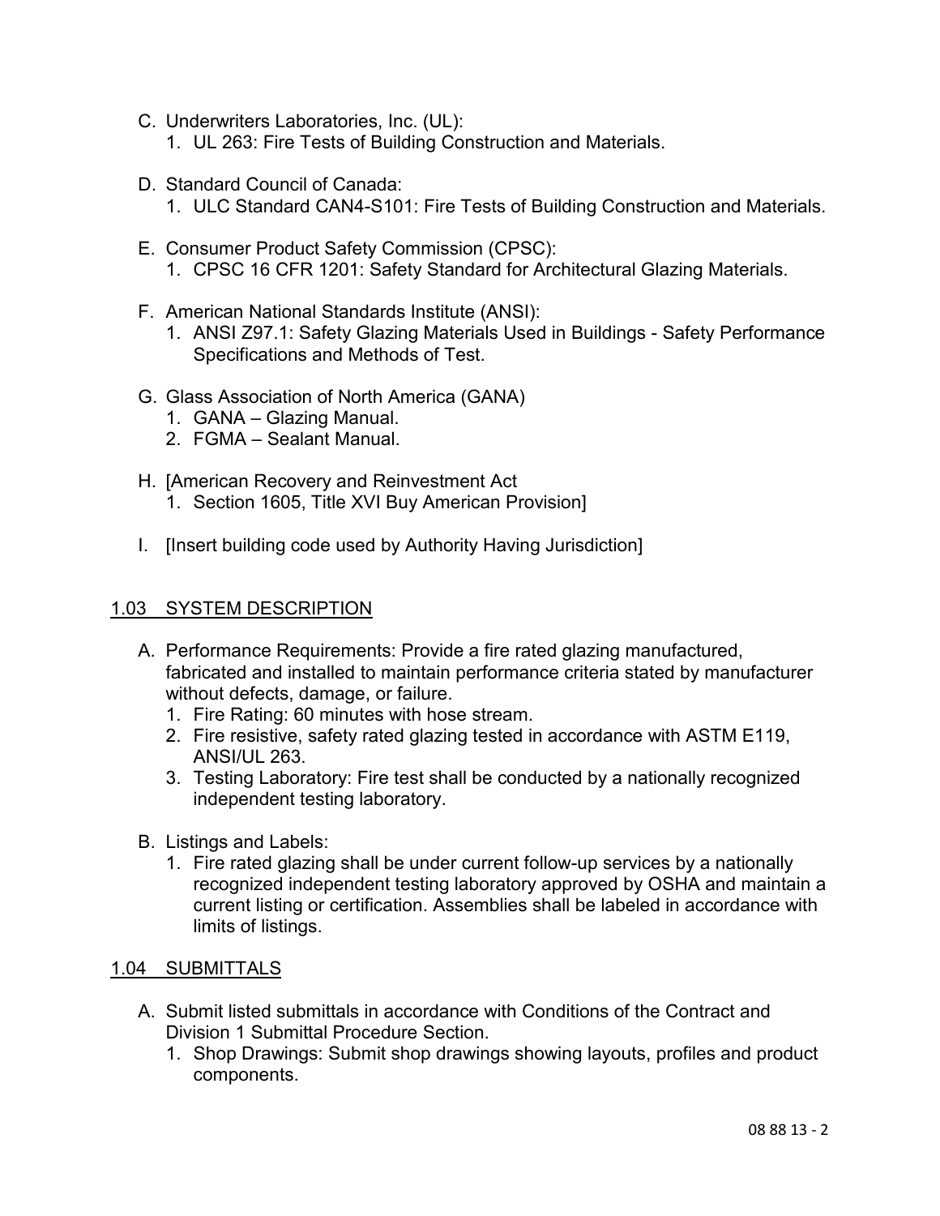C. Underwriters Laboratories, Inc. (UL):
   1. UL 263: Fire Tests of Building Construction and Materials.

D. Standard Council of Canada:
   1. ULC Standard CAN4-S101: Fire Tests of Building Construction and Materials.

E. Consumer Product Safety Commission (CPSC):
   1. CPSC 16 CFR 1201: Safety Standard for Architectural Glazing Materials.

F. American National Standards Institute (ANSI):
   1. ANSI Z97.1: Safety Glazing Materials Used in Buildings - Safety Performance Specifications and Methods of Test.

G. Glass Association of North America (GANA)
   1. GANA – Glazing Manual.
   2. FGMA – Sealant Manual.

H. [American Recovery and Reinvestment Act
   1. Section 1605, Title XVI Buy American Provision]

I. [Insert building code used by Authority Having Jurisdiction]

## 1.03 SYSTEM DESCRIPTION

A. Performance Requirements: Provide a fire rated glazing manufactured, fabricated and installed to maintain performance criteria stated by manufacturer without defects, damage, or failure.
   1. Fire Rating: 60 minutes with hose stream.
   2. Fire resistive, safety rated glazing tested in accordance with ASTM E119, ANSI/UL 263.
   3. Testing Laboratory: Fire test shall be conducted by a nationally recognized independent testing laboratory.

B. Listings and Labels:
   1. Fire rated glazing shall be under current follow-up services by a nationally recognized independent testing laboratory approved by OSHA and maintain a current listing or certification. Assemblies shall be labeled in accordance with limits of listings.

## 1.04 SUBMITTALS

A. Submit listed submittals in accordance with Conditions of the Contract and Division 1 Submittal Procedure Section.
   1. Shop Drawings: Submit shop drawings showing layouts, profiles and product components.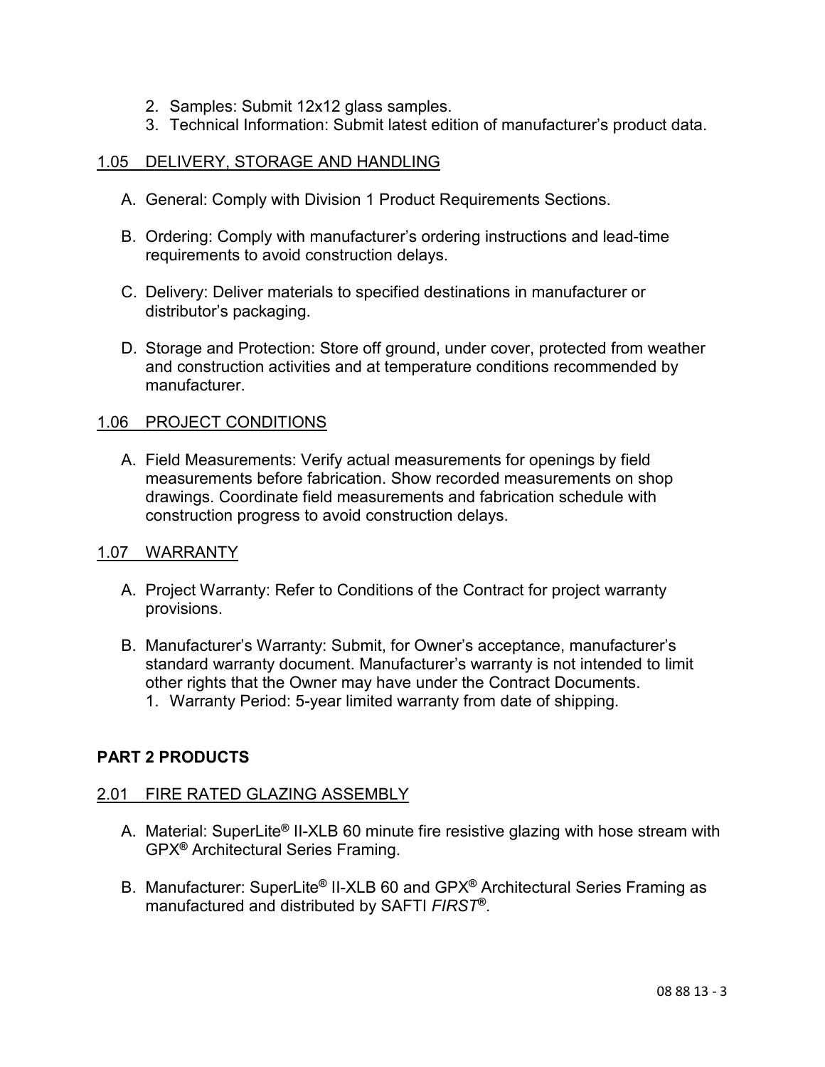2. Samples: Submit 12x12 glass samples.
3. Technical Information: Submit latest edition of manufacturer's product data.

## 1.05 DELIVERY, STORAGE AND HANDLING

A. General: Comply with Division 1 Product Requirements Sections.

B. Ordering: Comply with manufacturer's ordering instructions and lead-time requirements to avoid construction delays.

C. Delivery: Deliver materials to specified destinations in manufacturer or distributor's packaging.

D. Storage and Protection: Store off ground, under cover, protected from weather and construction activities and at temperature conditions recommended by manufacturer.

## 1.06 PROJECT CONDITIONS

A. Field Measurements: Verify actual measurements for openings by field measurements before fabrication. Show recorded measurements on shop drawings. Coordinate field measurements and fabrication schedule with construction progress to avoid construction delays.

## 1.07 WARRANTY

A. Project Warranty: Refer to Conditions of the Contract for project warranty provisions.

B. Manufacturer's Warranty: Submit, for Owner's acceptance, manufacturer's standard warranty document. Manufacturer's warranty is not intended to limit other rights that the Owner may have under the Contract Documents.
   1. Warranty Period: 5-year limited warranty from date of shipping.

# PART 2 PRODUCTS

## 2.01 FIRE RATED GLAZING ASSEMBLY

A. Material: SuperLite® II-XLB 60 minute fire resistive glazing with hose stream with GPX® Architectural Series Framing.

B. Manufacturer: SuperLite® II-XLB 60 and GPX® Architectural Series Framing as manufactured and distributed by SAFTI *FIRST*®.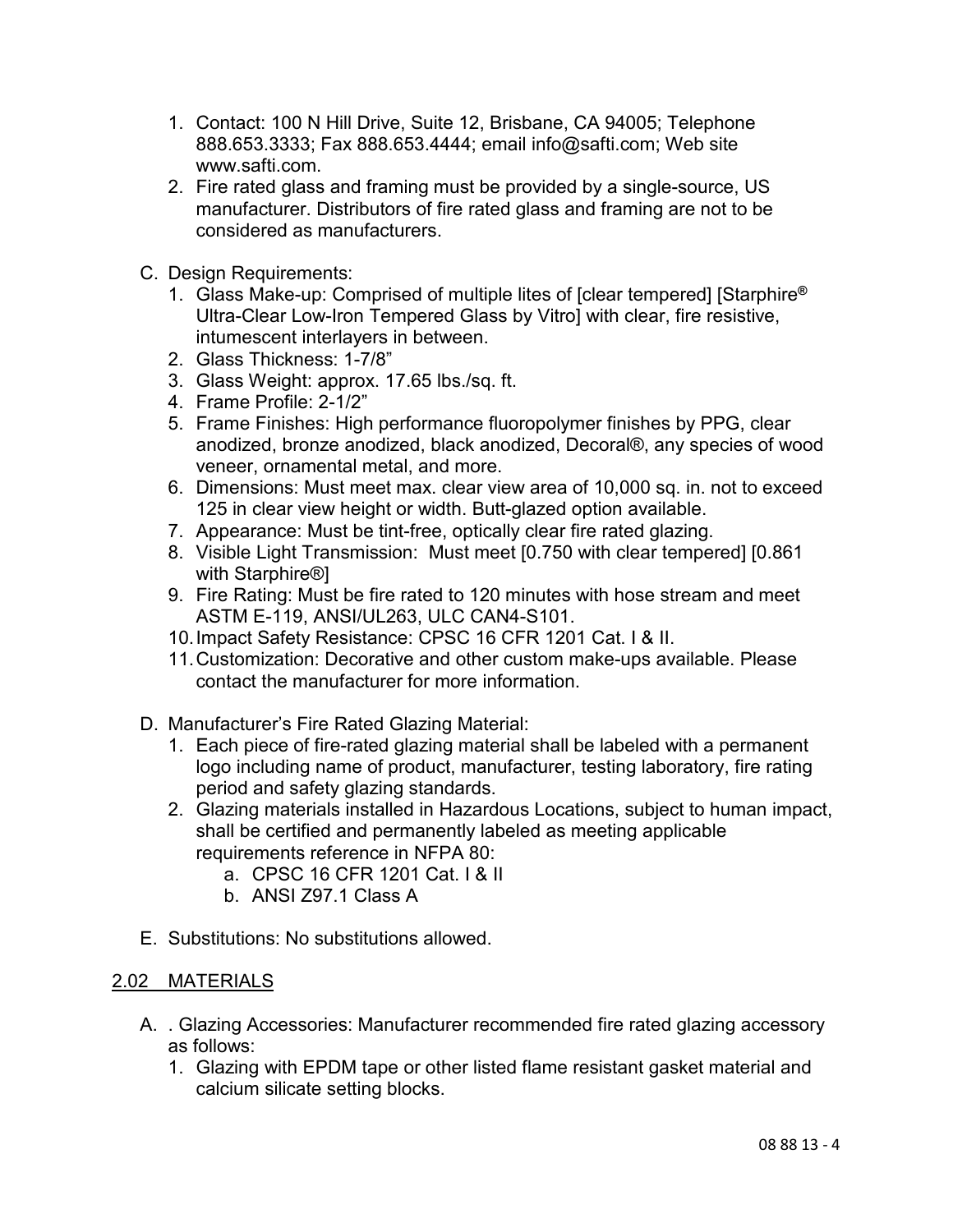1. Contact: 100 N Hill Drive, Suite 12, Brisbane, CA 94005; Telephone 888.653.3333; Fax 888.653.4444; email info@safti.com; Web site www.safti.com.
2. Fire rated glass and framing must be provided by a single-source, US manufacturer. Distributors of fire rated glass and framing are not to be considered as manufacturers.

C. Design Requirements:

1. Glass Make-up: Comprised of multiple lites of [clear tempered] [Starphire® Ultra-Clear Low-Iron Tempered Glass by Vitro] with clear, fire resistive, intumescent interlayers in between.
2. Glass Thickness: 1-7/8"
3. Glass Weight: approx. 17.65 lbs./sq. ft.
4. Frame Profile: 2-1/2"
5. Frame Finishes: High performance fluoropolymer finishes by PPG, clear anodized, bronze anodized, black anodized, Decoral®, any species of wood veneer, ornamental metal, and more.
6. Dimensions: Must meet max. clear view area of 10,000 sq. in. not to exceed 125 in clear view height or width. Butt-glazed option available.
7. Appearance: Must be tint-free, optically clear fire rated glazing.
8. Visible Light Transmission: Must meet [0.750 with clear tempered] [0.861 with Starphire®]
9. Fire Rating: Must be fire rated to 120 minutes with hose stream and meet ASTM E-119, ANSI/UL263, ULC CAN4-S101.
10. Impact Safety Resistance: CPSC 16 CFR 1201 Cat. I & II.
11. Customization: Decorative and other custom make-ups available. Please contact the manufacturer for more information.

D. Manufacturer's Fire Rated Glazing Material:

1. Each piece of fire-rated glazing material shall be labeled with a permanent logo including name of product, manufacturer, testing laboratory, fire rating period and safety glazing standards.
2. Glazing materials installed in Hazardous Locations, subject to human impact, shall be certified and permanently labeled as meeting applicable requirements reference in NFPA 80:
   a. CPSC 16 CFR 1201 Cat. I & II
   b. ANSI Z97.1 Class A

E. Substitutions: No substitutions allowed.

## 2.02 MATERIALS

A. . Glazing Accessories: Manufacturer recommended fire rated glazing accessory as follows:

1. Glazing with EPDM tape or other listed flame resistant gasket material and calcium silicate setting blocks.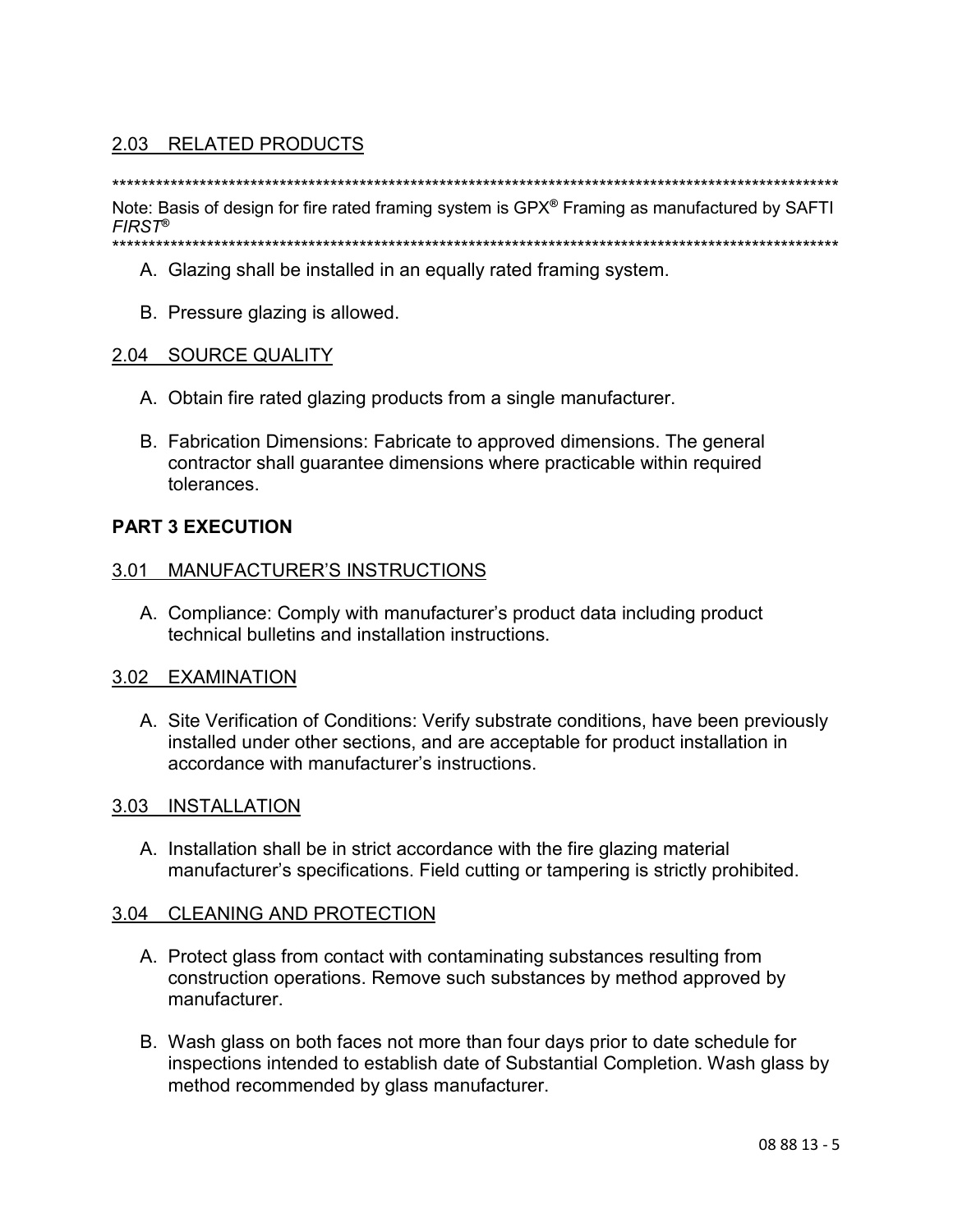## 2.03 RELATED PRODUCTS

****************************************************************************************************

Note: Basis of design for fire rated framing system is GPX® Framing as manufactured by SAFTI *FIRST®*

****************************************************************************************************

A. Glazing shall be installed in an equally rated framing system.

B. Pressure glazing is allowed.

## 2.04 SOURCE QUALITY

A. Obtain fire rated glazing products from a single manufacturer.

B. Fabrication Dimensions: Fabricate to approved dimensions. The general contractor shall guarantee dimensions where practicable within required tolerances.

# PART 3 EXECUTION

## 3.01 MANUFACTURER'S INSTRUCTIONS

A. Compliance: Comply with manufacturer's product data including product technical bulletins and installation instructions.

## 3.02 EXAMINATION

A. Site Verification of Conditions: Verify substrate conditions, have been previously installed under other sections, and are acceptable for product installation in accordance with manufacturer's instructions.

## 3.03 INSTALLATION

A. Installation shall be in strict accordance with the fire glazing material manufacturer's specifications. Field cutting or tampering is strictly prohibited.

## 3.04 CLEANING AND PROTECTION

A. Protect glass from contact with contaminating substances resulting from construction operations. Remove such substances by method approved by manufacturer.

B. Wash glass on both faces not more than four days prior to date schedule for inspections intended to establish date of Substantial Completion. Wash glass by method recommended by glass manufacturer.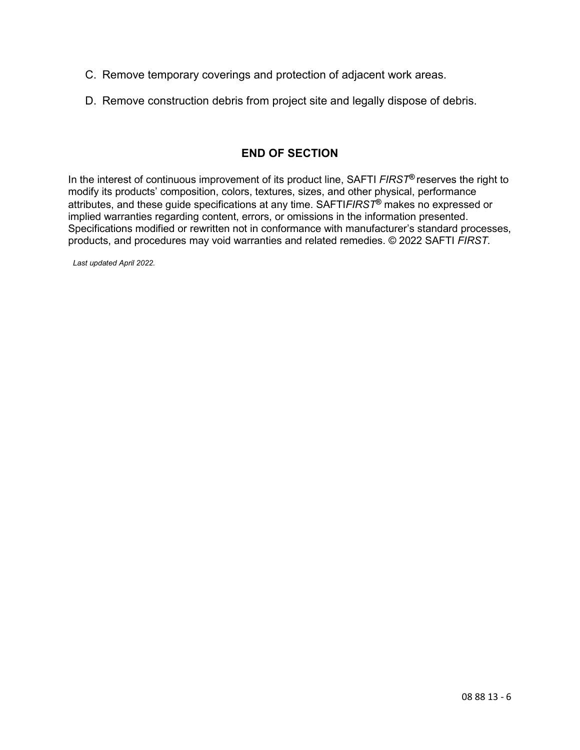C. Remove temporary coverings and protection of adjacent work areas.

D. Remove construction debris from project site and legally dispose of debris.

**END OF SECTION**

In the interest of continuous improvement of its product line, SAFTI *FIRST*® reserves the right to modify its products' composition, colors, textures, sizes, and other physical, performance attributes, and these guide specifications at any time. SAFTI*FIRST*® makes no expressed or implied warranties regarding content, errors, or omissions in the information presented. Specifications modified or rewritten not in conformance with manufacturer's standard processes, products, and procedures may void warranties and related remedies. © 2022 SAFTI *FIRST.*

*Last updated April 2022.*